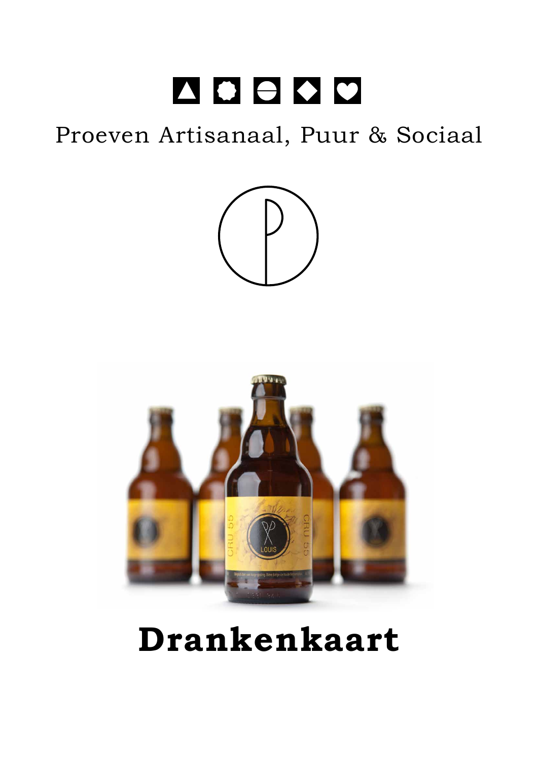Proeven Artisanaal, Puur & Sociaal

# Drankenkaart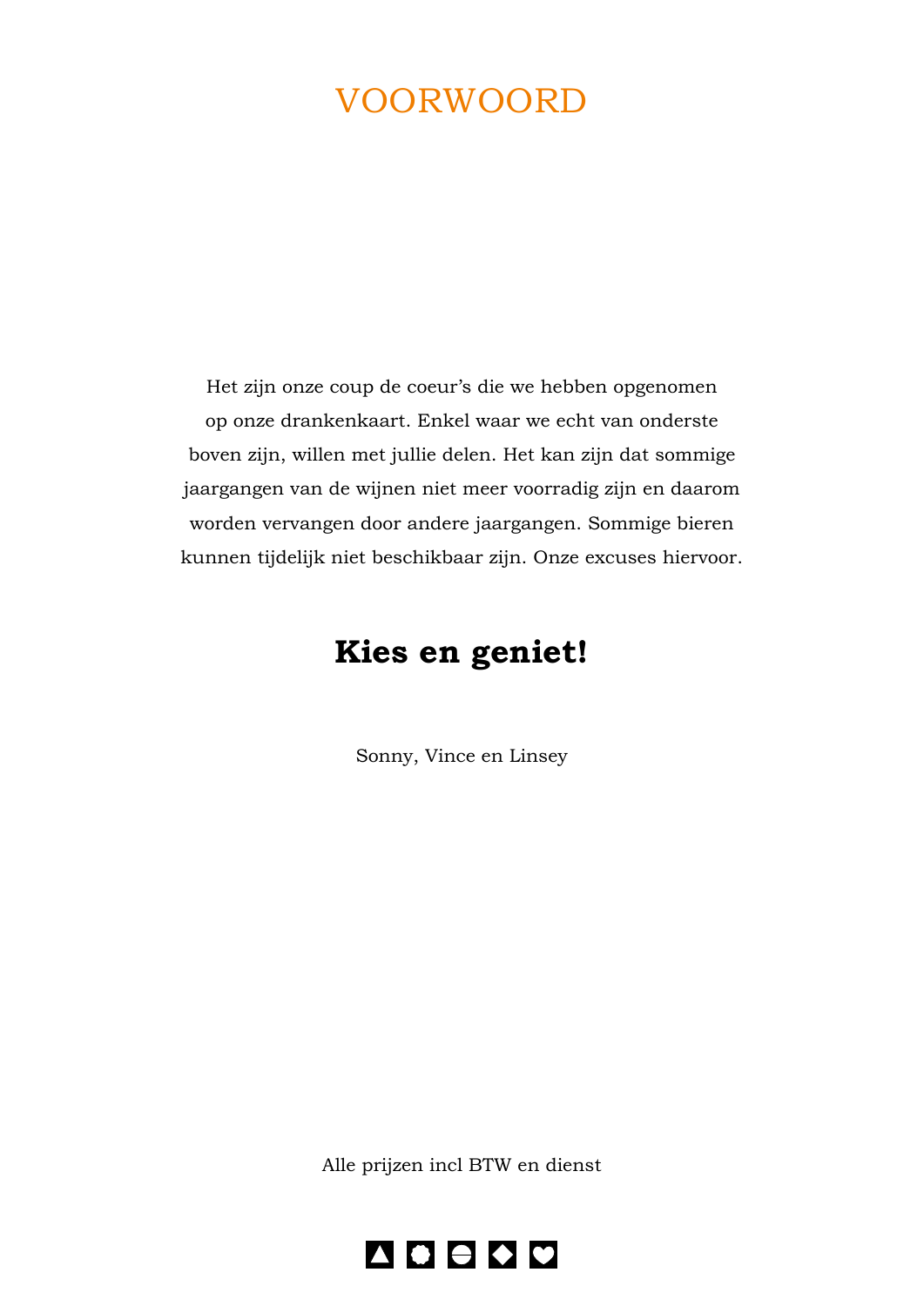# VOORWOORD

Het zijn onze coup de coeur’s die we hebben opgenomen op onze drankenkaart. Enkel waar we echt van onderste boven zijn, willen met jullie delen. Het kan zijn dat sommige jaargangen van de wijnen niet meer voorradig zijn en daarom worden vervangen door andere jaargangen. Sommige bieren kunnen tijdelijk niet beschikbaar zijn. Onze excuses hiervoor.

## Kies en geniet!

Sonny, Vince en Linsey

Alle prijzen incl BTW en dienst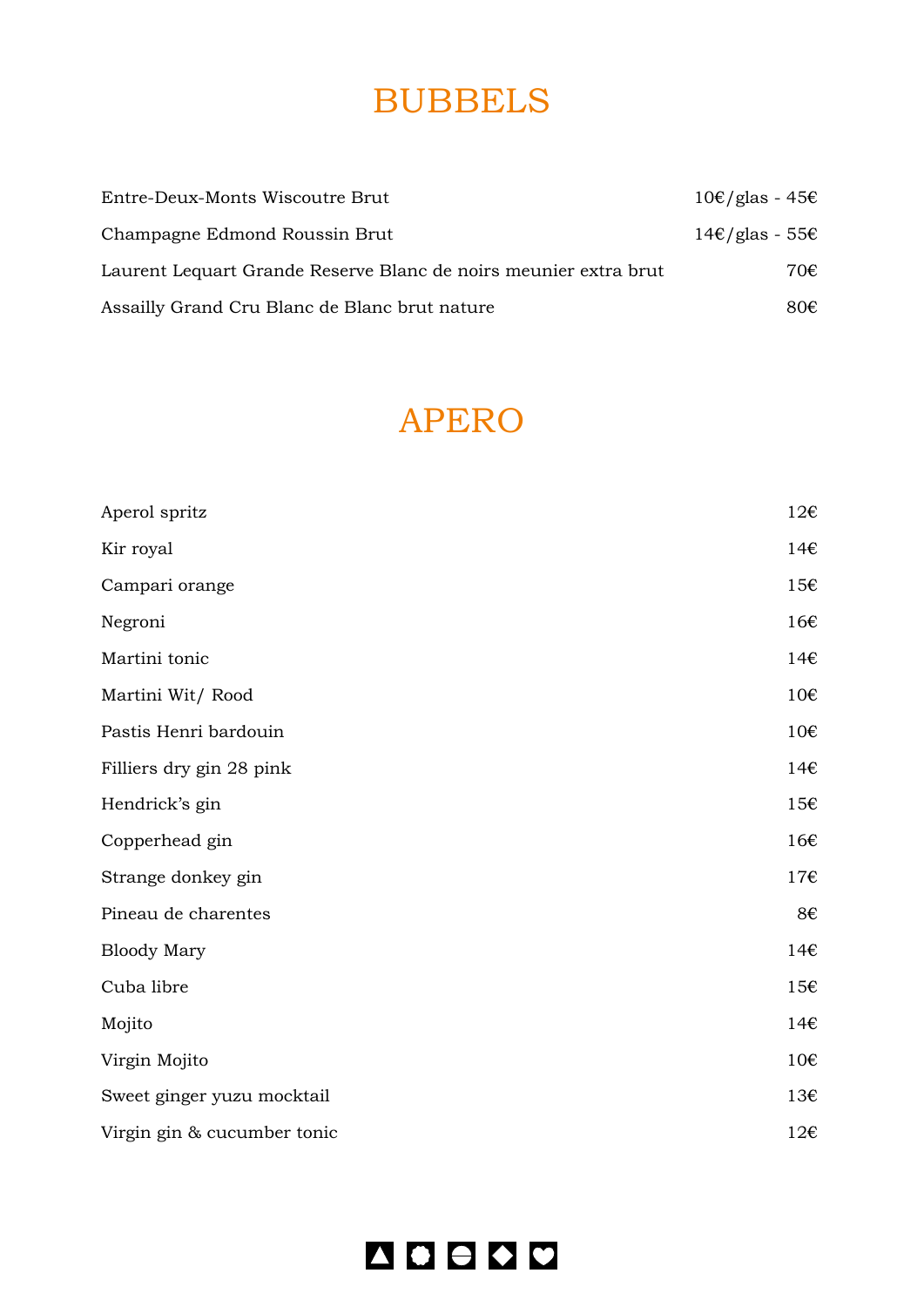# BUBBELS

| | |
|---|---|
| Entre-Deux-Monts Wiscoutre Brut | 10€/glas - 45€ |
| Champagne Edmond Roussin Brut | 14€/glas - 55€ |
| Laurent Lequart Grande Reserve Blanc de noirs meunier extra brut | 70€ |
| Assailly Grand Cru Blanc de Blanc brut nature | 80€ |

# APERO

| | |
|---|---|
| Aperol spritz | 12€ |
| Kir royal | 14€ |
| Campari orange | 15€ |
| Negroni | 16€ |
| Martini tonic | 14€ |
| Martini Wit/ Rood | 10€ |
| Pastis Henri bardouin | 10€ |
| Filliers dry gin 28 pink | 14€ |
| Hendrick's gin | 15€ |
| Copperhead gin | 16€ |
| Strange donkey gin | 17€ |
| Pineau de charentes | 8€ |
| Bloody Mary | 14€ |
| Cuba libre | 15€ |
| Mojito | 14€ |
| Virgin Mojito | 10€ |
| Sweet ginger yuzu mocktail | 13€ |
| Virgin gin & cucumber tonic | 12€ |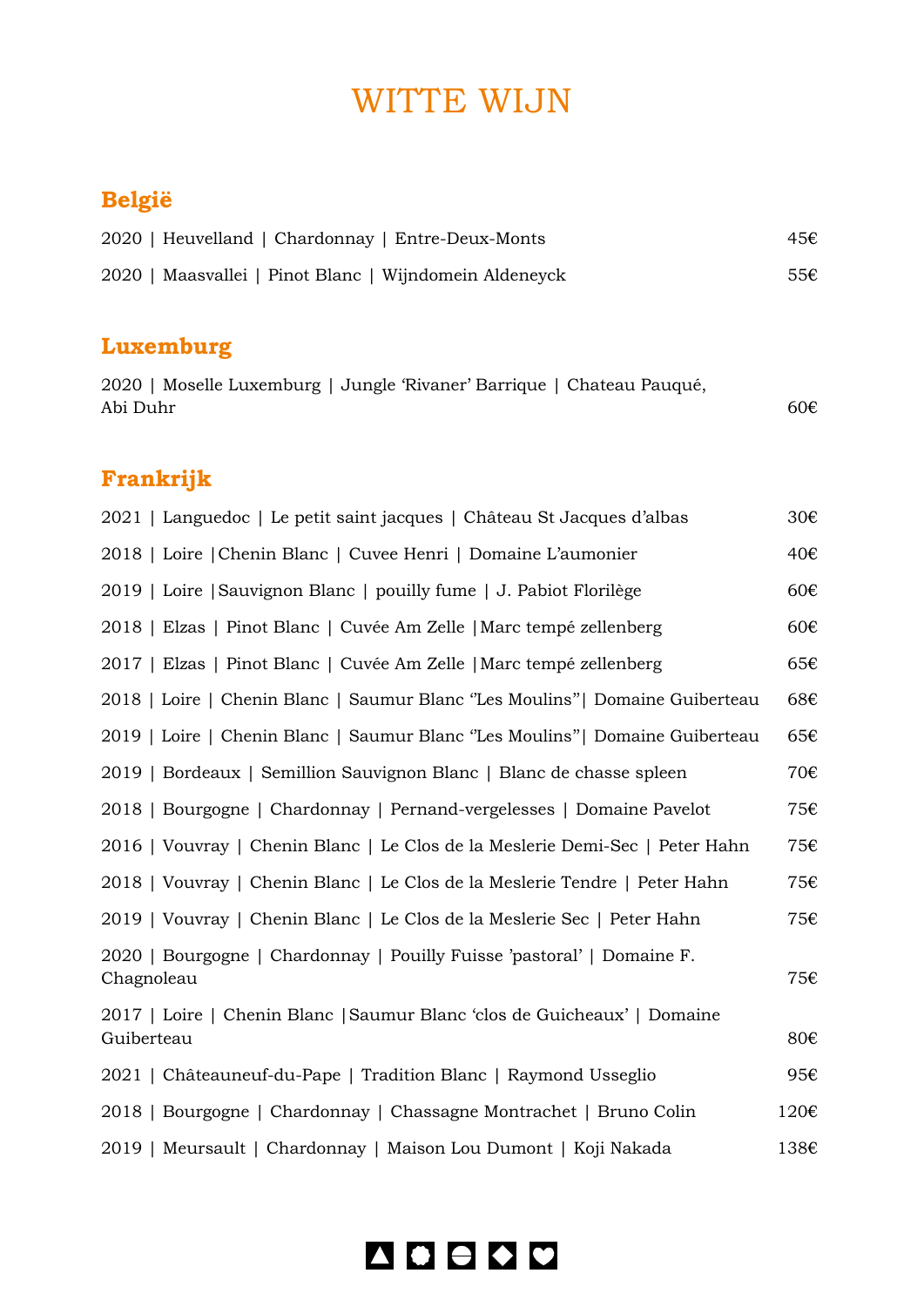# WITTE WIJN

## België

2020 | Heuvelland | Chardonnay | Entre-Deux-Monts 45€

2020 | Maasvallei | Pinot Blanc | Wijndomein Aldeneyck 55€

## Luxemburg

2020 | Moselle Luxemburg | Jungle 'Rivaner' Barrique | Chateau Pauqué, Abi Duhr 60€

## Frankrijk

2021 | Languedoc | Le petit saint jacques | Château St Jacques d'albas 30€

2018 | Loire |Chenin Blanc | Cuvee Henri | Domaine L'aumonier 40€

2019 | Loire |Sauvignon Blanc | pouilly fume | J. Pabiot Florilège 60€

2018 | Elzas | Pinot Blanc | Cuvée Am Zelle |Marc tempé zellenberg 60€

2017 | Elzas | Pinot Blanc | Cuvée Am Zelle |Marc tempé zellenberg 65€

2018 | Loire | Chenin Blanc | Saumur Blanc "Les Moulins"| Domaine Guiberteau 68€

2019 | Loire | Chenin Blanc | Saumur Blanc "Les Moulins"| Domaine Guiberteau 65€

2019 | Bordeaux | Semillion Sauvignon Blanc | Blanc de chasse spleen 70€

2018 | Bourgogne | Chardonnay | Pernand-vergelesses | Domaine Pavelot 75€

2016 | Vouvray | Chenin Blanc | Le Clos de la Meslerie Demi-Sec | Peter Hahn 75€

2018 | Vouvray | Chenin Blanc | Le Clos de la Meslerie Tendre | Peter Hahn 75€

2019 | Vouvray | Chenin Blanc | Le Clos de la Meslerie Sec | Peter Hahn 75€

2020 | Bourgogne | Chardonnay | Pouilly Fuisse 'pastoral' | Domaine F. Chagnoleau 75€

2017 | Loire | Chenin Blanc |Saumur Blanc 'clos de Guicheaux' | Domaine Guiberteau 80€

2021 | Châteauneuf-du-Pape | Tradition Blanc | Raymond Usseglio 95€

2018 | Bourgogne | Chardonnay | Chassagne Montrachet | Bruno Colin 120€

2019 | Meursault | Chardonnay | Maison Lou Dumont | Koji Nakada 138€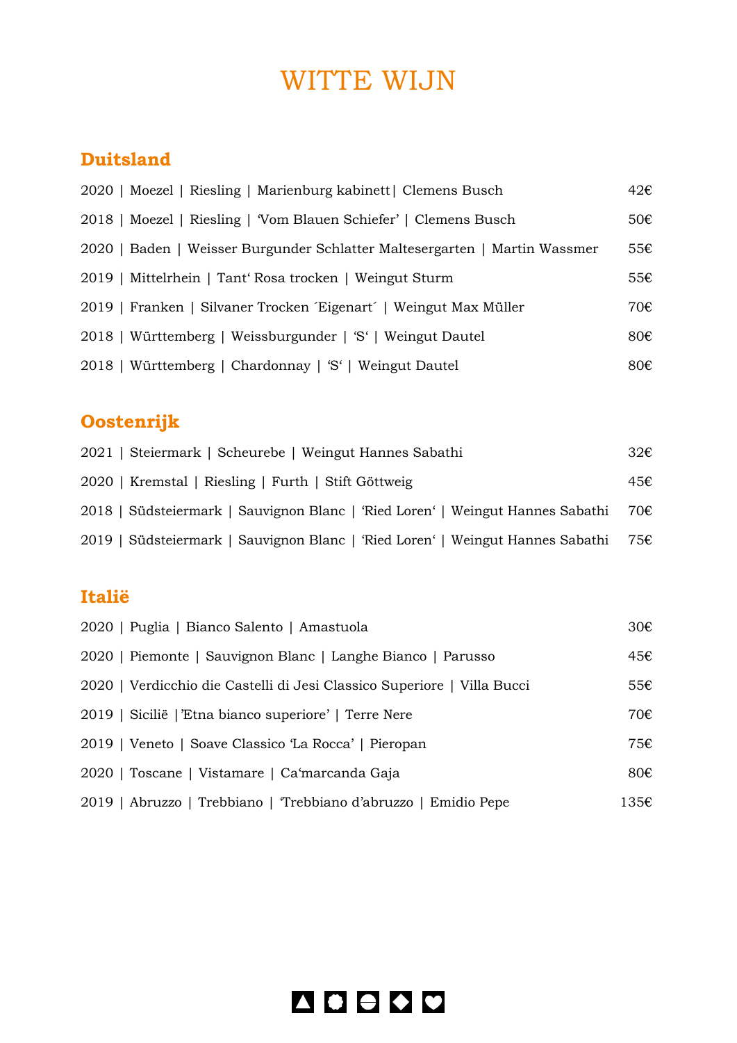# WITTE WIJN

## Duitsland

2020 | Moezel | Riesling | Marienburg kabinett| Clemens Busch 42€

2018 | Moezel | Riesling | 'Vom Blauen Schiefer' | Clemens Busch 50€

2020 | Baden | Weisser Burgunder Schlatter Maltesergarten | Martin Wassmer 55€

2019 | Mittelrhein | Tant' Rosa trocken | Weingut Sturm 55€

2019 | Franken | Silvaner Trocken ´Eigenart´ | Weingut Max Müller 70€

2018 | Württemberg | Weissburgunder | 'S' | Weingut Dautel 80€

2018 | Württemberg | Chardonnay | 'S' | Weingut Dautel 80€

## Oostenrijk

2021 | Steiermark | Scheurebe | Weingut Hannes Sabathi 32€

2020 | Kremstal | Riesling | Furth | Stift Göttweig 45€

2018 | Südsteiermark | Sauvignon Blanc | 'Ried Loren' | Weingut Hannes Sabathi 70€

2019 | Südsteiermark | Sauvignon Blanc | 'Ried Loren' | Weingut Hannes Sabathi 75€

## Italië

2020 | Puglia | Bianco Salento | Amastuola 30€

2020 | Piemonte | Sauvignon Blanc | Langhe Bianco | Parusso 45€

2020 | Verdicchio die Castelli di Jesi Classico Superiore | Villa Bucci 55€

2019 | Sicilië |'Etna bianco superiore' | Terre Nere 70€

2019 | Veneto | Soave Classico 'La Rocca' | Pieropan 75€

2020 | Toscane | Vistamare | Ca'marcanda Gaja 80€

2019 | Abruzzo | Trebbiano | 'Trebbiano d'abruzzo | Emidio Pepe 135€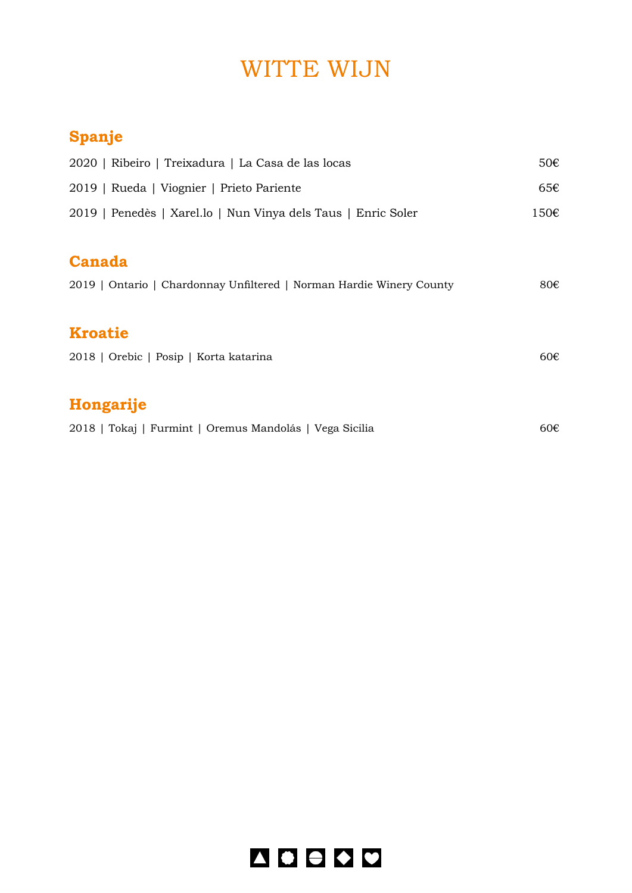# WITTE WIJN

## Spanje

2020 | Ribeiro | Treixadura | La Casa de las locas 50€

2019 | Rueda | Viognier | Prieto Pariente 65€

2019 | Penedès | Xarel.lo | Nun Vinya dels Taus | Enric Soler 150€

## Canada

2019 | Ontario | Chardonnay Unfiltered | Norman Hardie Winery County 80€

## Kroatie

2018 | Orebic | Posip | Korta katarina 60€

## Hongarije

2018 | Tokaj | Furmint | Oremus Mandolás | Vega Sicilia 60€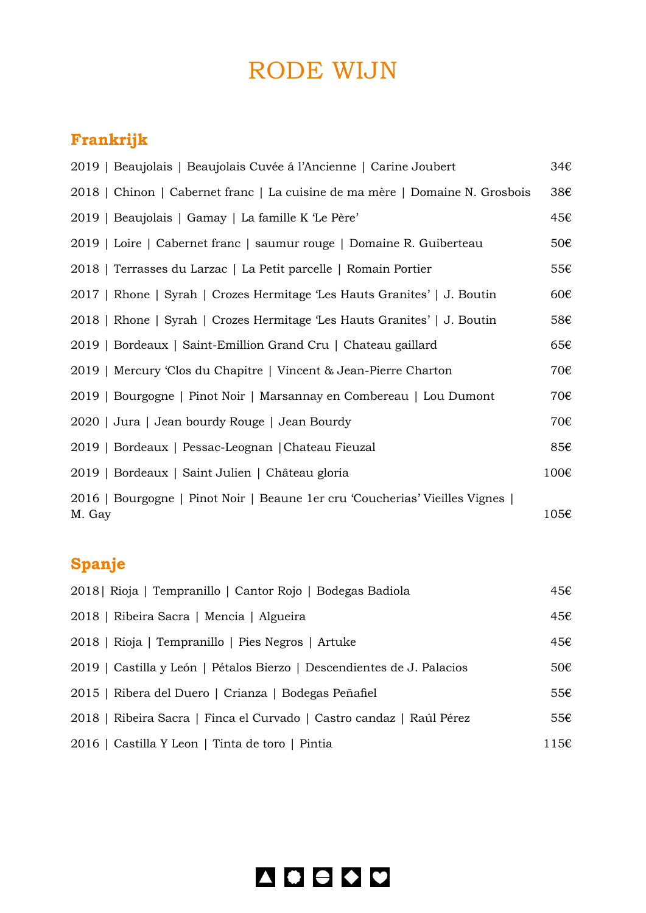# RODE WIJN

## Frankrijk

| | |
|---|---|
| 2019 \| Beaujolais \| Beaujolais Cuvée á l'Ancienne \| Carine Joubert | 34€ |
| 2018 \| Chinon \| Cabernet franc \| La cuisine de ma mère \| Domaine N. Grosbois | 38€ |
| 2019 \| Beaujolais \| Gamay \| La famille K 'Le Père' | 45€ |
| 2019 \| Loire \| Cabernet franc \| saumur rouge \| Domaine R. Guiberteau | 50€ |
| 2018 \| Terrasses du Larzac \| La Petit parcelle \| Romain Portier | 55€ |
| 2017 \| Rhone \| Syrah \| Crozes Hermitage 'Les Hauts Granites' \| J. Boutin | 60€ |
| 2018 \| Rhone \| Syrah \| Crozes Hermitage 'Les Hauts Granites' \| J. Boutin | 58€ |
| 2019 \| Bordeaux \| Saint-Emillion Grand Cru \| Chateau gaillard | 65€ |
| 2019 \| Mercury 'Clos du Chapitre \| Vincent & Jean-Pierre Charton | 70€ |
| 2019 \| Bourgogne \| Pinot Noir \| Marsannay en Combereau \| Lou Dumont | 70€ |
| 2020 \| Jura \| Jean bourdy Rouge \| Jean Bourdy | 70€ |
| 2019 \| Bordeaux \| Pessac-Leognan \|Chateau Fieuzal | 85€ |
| 2019 \| Bordeaux \| Saint Julien \| Château gloria | 100€ |
| 2016 \| Bourgogne \| Pinot Noir \| Beaune 1er cru 'Coucherias' Vieilles Vignes \| M. Gay | 105€ |

## Spanje

| | |
|---|---|
| 2018\| Rioja \| Tempranillo \| Cantor Rojo \| Bodegas Badiola | 45€ |
| 2018 \| Ribeira Sacra \| Mencia \| Algueira | 45€ |
| 2018 \| Rioja \| Tempranillo \| Pies Negros \| Artuke | 45€ |
| 2019 \| Castilla y León \| Pétalos Bierzo \| Descendientes de J. Palacios | 50€ |
| 2015 \| Ribera del Duero \| Crianza \| Bodegas Peñafiel | 55€ |
| 2018 \| Ribeira Sacra \| Finca el Curvado \| Castro candaz \| Raúl Pérez | 55€ |
| 2016 \| Castilla Y Leon \| Tinta de toro \| Pintia | 115€ |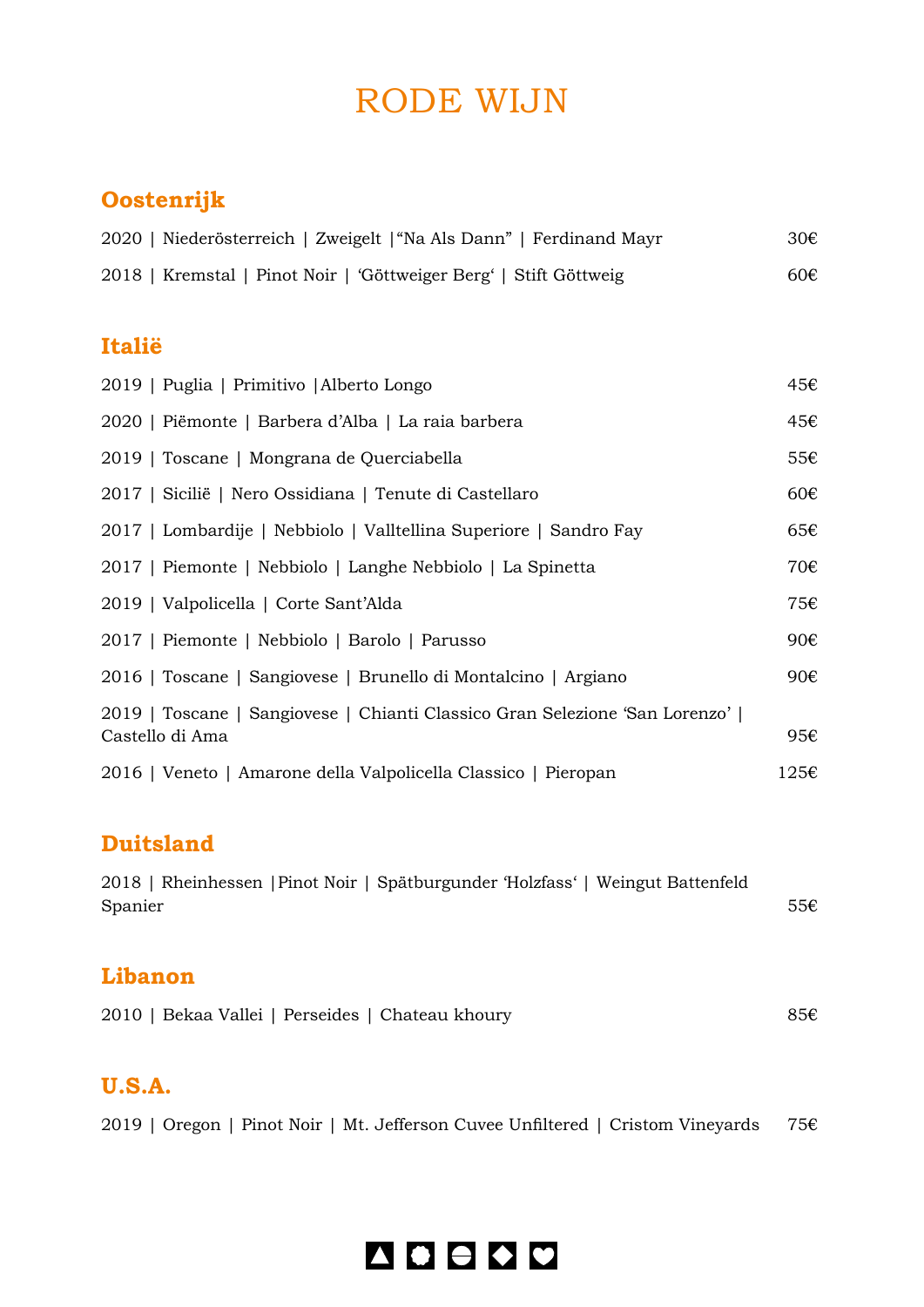# RODE WIJN

## Oostenrijk

| | |
|---|---|
| 2020 \| Niederösterreich \| Zweigelt \|“Na Als Dann” \| Ferdinand Mayr | 30€ |
| 2018 \| Kremstal \| Pinot Noir \| ‘Göttweiger Berg‘ \| Stift Göttweig | 60€ |

## Italië

| | |
|---|---|
| 2019 \| Puglia \| Primitivo \|Alberto Longo | 45€ |
| 2020 \| Piëmonte \| Barbera d’Alba \| La raia barbera | 45€ |
| 2019 \| Toscane \| Mongrana de Querciabella | 55€ |
| 2017 \| Sicilië \| Nero Ossidiana \| Tenute di Castellaro | 60€ |
| 2017 \| Lombardije \| Nebbiolo \| Valltellina Superiore \| Sandro Fay | 65€ |
| 2017 \| Piemonte \| Nebbiolo \| Langhe Nebbiolo \| La Spinetta | 70€ |
| 2019 \| Valpolicella \| Corte Sant’Alda | 75€ |
| 2017 \| Piemonte \| Nebbiolo \| Barolo \| Parusso | 90€ |
| 2016 \| Toscane \| Sangiovese \| Brunello di Montalcino \| Argiano | 90€ |
| 2019 \| Toscane \| Sangiovese \| Chianti Classico Gran Selezione ‘San Lorenzo’ \| Castello di Ama | 95€ |
| 2016 \| Veneto \| Amarone della Valpolicella Classico \| Pieropan | 125€ |

## Duitsland

| | |
|---|---|
| 2018 \| Rheinhessen \|Pinot Noir \| Spätburgunder ‘Holzfass‘ \| Weingut Battenfeld Spanier | 55€ |

## Libanon

| | |
|---|---|
| 2010 \| Bekaa Vallei \| Perseides \| Chateau khoury | 85€ |

## U.S.A.

| | |
|---|---|
| 2019 \| Oregon \| Pinot Noir \| Mt. Jefferson Cuvee Unfiltered \| Cristom Vineyards | 75€ |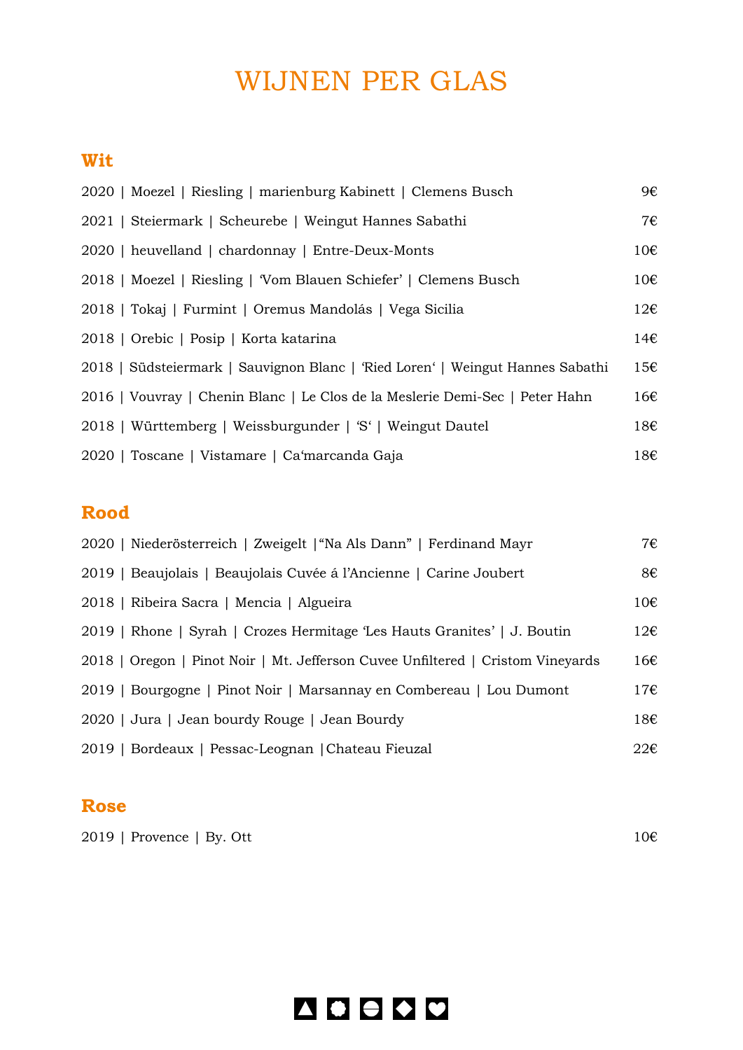# WIJNEN PER GLAS

## Wit

| | |
|---|---|
| 2020 \| Moezel \| Riesling \| marienburg Kabinett \| Clemens Busch | 9€ |
| 2021 \| Steiermark \| Scheurebe \| Weingut Hannes Sabathi | 7€ |
| 2020 \| heuvelland \| chardonnay \| Entre-Deux-Monts | 10€ |
| 2018 \| Moezel \| Riesling \| 'Vom Blauen Schiefer' \| Clemens Busch | 10€ |
| 2018 \| Tokaj \| Furmint \| Oremus Mandolás \| Vega Sicilia | 12€ |
| 2018 \| Orebic \| Posip \| Korta katarina | 14€ |
| 2018 \| Südsteiermark \| Sauvignon Blanc \| 'Ried Loren' \| Weingut Hannes Sabathi | 15€ |
| 2016 \| Vouvray \| Chenin Blanc \| Le Clos de la Meslerie Demi-Sec \| Peter Hahn | 16€ |
| 2018 \| Württemberg \| Weissburgunder \| 'S' \| Weingut Dautel | 18€ |
| 2020 \| Toscane \| Vistamare \| Ca'marcanda Gaja | 18€ |

## Rood

| | |
|---|---|
| 2020 \| Niederösterreich \| Zweigelt \|"Na Als Dann" \| Ferdinand Mayr | 7€ |
| 2019 \| Beaujolais \| Beaujolais Cuvée á l'Ancienne \| Carine Joubert | 8€ |
| 2018 \| Ribeira Sacra \| Mencia \| Algueira | 10€ |
| 2019 \| Rhone \| Syrah \| Crozes Hermitage 'Les Hauts Granites' \| J. Boutin | 12€ |
| 2018 \| Oregon \| Pinot Noir \| Mt. Jefferson Cuvee Unfiltered \| Cristom Vineyards | 16€ |
| 2019 \| Bourgogne \| Pinot Noir \| Marsannay en Combereau \| Lou Dumont | 17€ |
| 2020 \| Jura \| Jean bourdy Rouge \| Jean Bourdy | 18€ |
| 2019 \| Bordeaux \| Pessac-Leognan \|Chateau Fieuzal | 22€ |

## Rose

| | |
|---|---|
| 2019 \| Provence \| By. Ott | 10€ |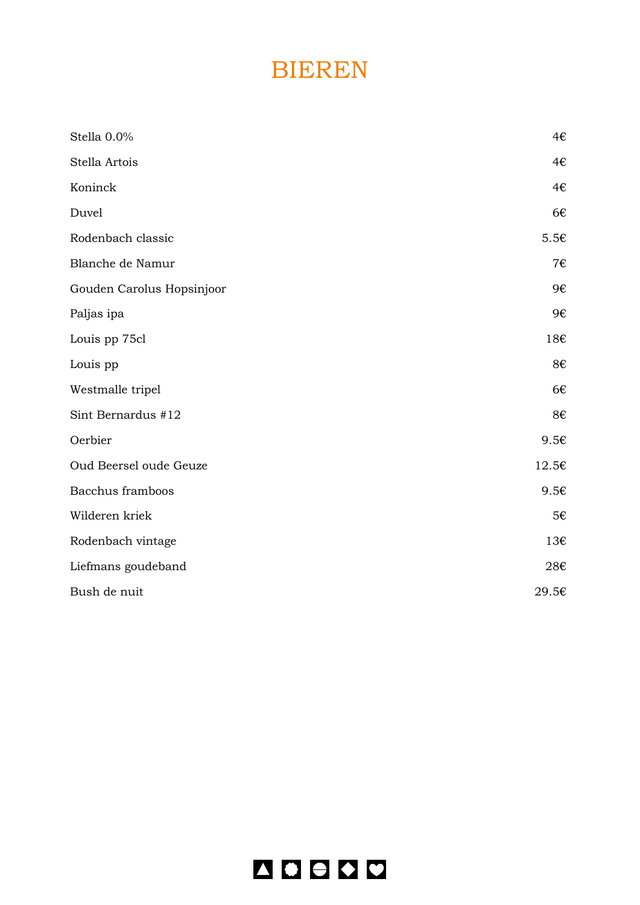# BIEREN

| | |
|---|---|
| Stella 0.0% | 4€ |
| Stella Artois | 4€ |
| Koninck | 4€ |
| Duvel | 6€ |
| Rodenbach classic | 5.5€ |
| Blanche de Namur | 7€ |
| Gouden Carolus Hopsinjoor | 9€ |
| Paljas ipa | 9€ |
| Louis pp 75cl | 18€ |
| Louis pp | 8€ |
| Westmalle tripel | 6€ |
| Sint Bernardus #12 | 8€ |
| Oerbier | 9.5€ |
| Oud Beersel oude Geuze | 12.5€ |
| Bacchus framboos | 9.5€ |
| Wilderen kriek | 5€ |
| Rodenbach vintage | 13€ |
| Liefmans goudeband | 28€ |
| Bush de nuit | 29.5€ |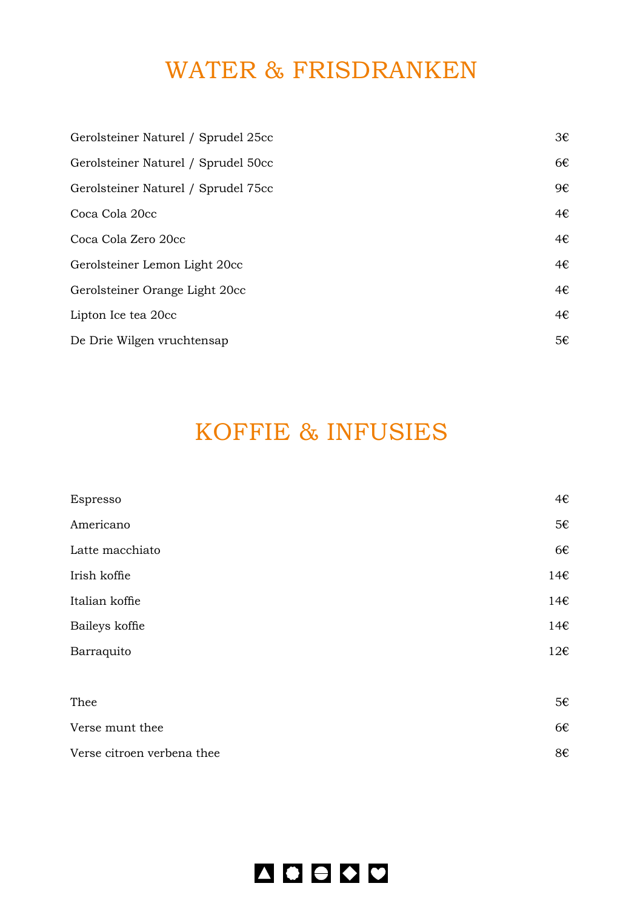# WATER & FRISDRANKEN

| | |
|---|---|
| Gerolsteiner Naturel / Sprudel 25cc | 3€ |
| Gerolsteiner Naturel / Sprudel 50cc | 6€ |
| Gerolsteiner Naturel / Sprudel 75cc | 9€ |
| Coca Cola 20cc | 4€ |
| Coca Cola Zero 20cc | 4€ |
| Gerolsteiner Lemon Light 20cc | 4€ |
| Gerolsteiner Orange Light 20cc | 4€ |
| Lipton Ice tea 20cc | 4€ |
| De Drie Wilgen vruchtensap | 5€ |

# KOFFIE & INFUSIES

| | |
|---|---|
| Espresso | 4€ |
| Americano | 5€ |
| Latte macchiato | 6€ |
| Irish koffie | 14€ |
| Italian koffie | 14€ |
| Baileys koffie | 14€ |
| Barraquito | 12€ |

| | |
|---|---|
| Thee | 5€ |
| Verse munt thee | 6€ |
| Verse citroen verbena thee | 8€ |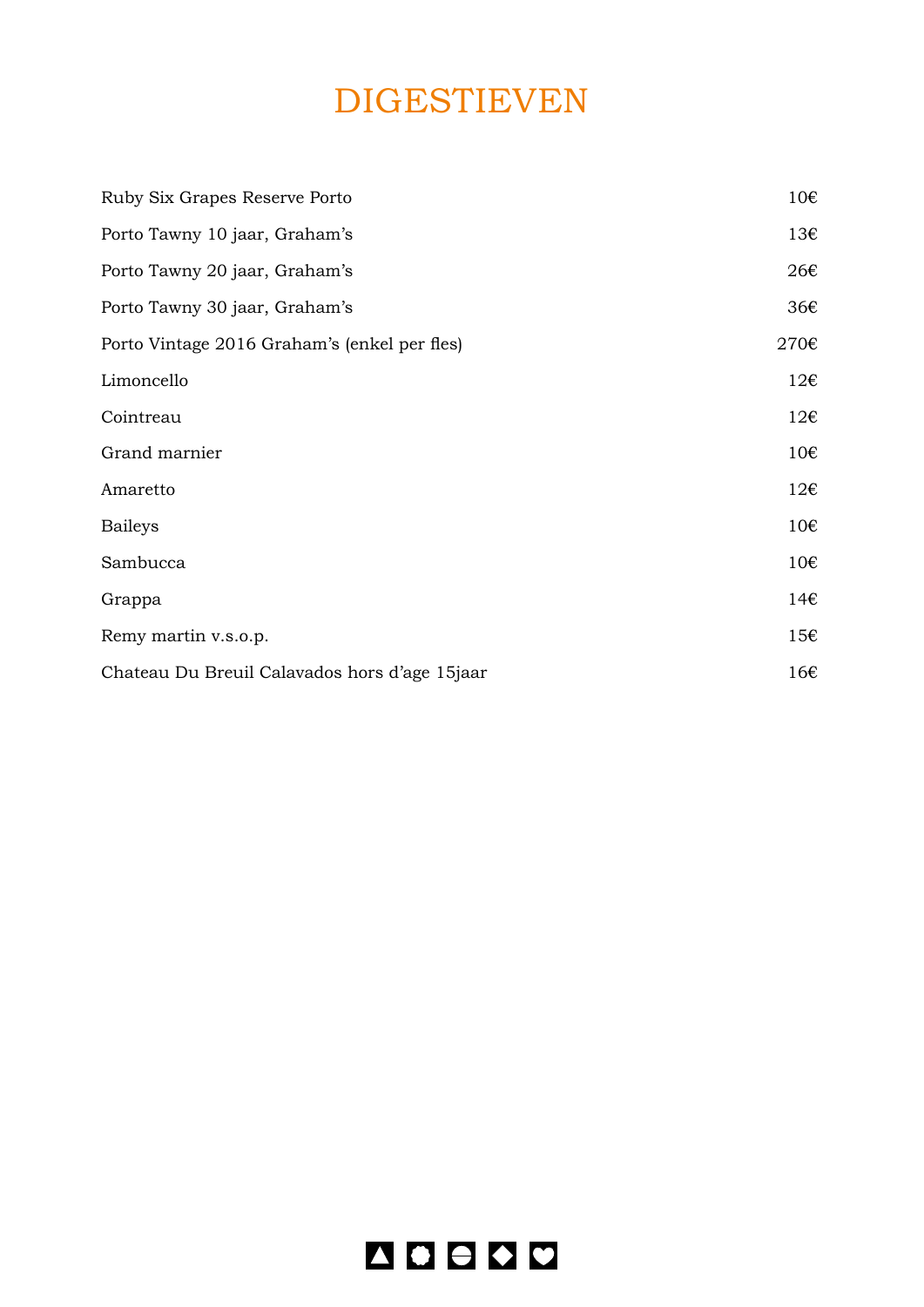# DIGESTIEVEN

| | |
|---|---|
| Ruby Six Grapes Reserve Porto | 10€ |
| Porto Tawny 10 jaar, Graham's | 13€ |
| Porto Tawny 20 jaar, Graham's | 26€ |
| Porto Tawny 30 jaar, Graham's | 36€ |
| Porto Vintage 2016 Graham's (enkel per fles) | 270€ |
| Limoncello | 12€ |
| Cointreau | 12€ |
| Grand marnier | 10€ |
| Amaretto | 12€ |
| Baileys | 10€ |
| Sambucca | 10€ |
| Grappa | 14€ |
| Remy martin v.s.o.p. | 15€ |
| Chateau Du Breuil Calavados hors d'age 15jaar | 16€ |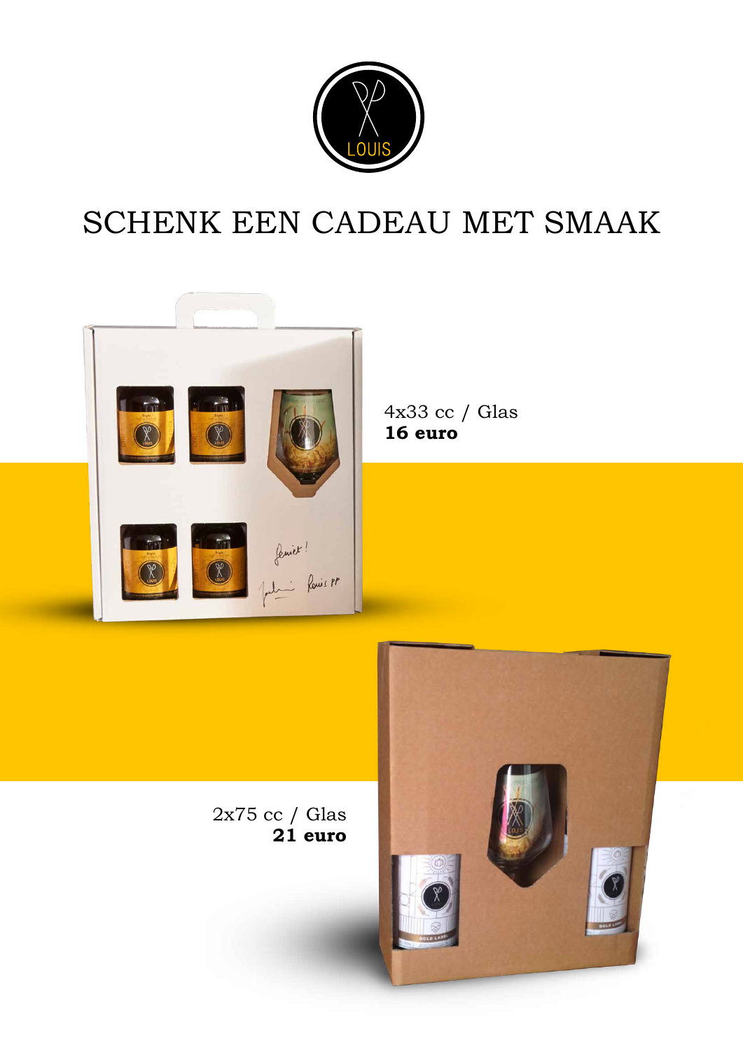LOUIS

# SCHENK EEN CADEAU MET SMAAK

4x33 cc / Glas
**16 euro**

2x75 cc / Glas
**21 euro**